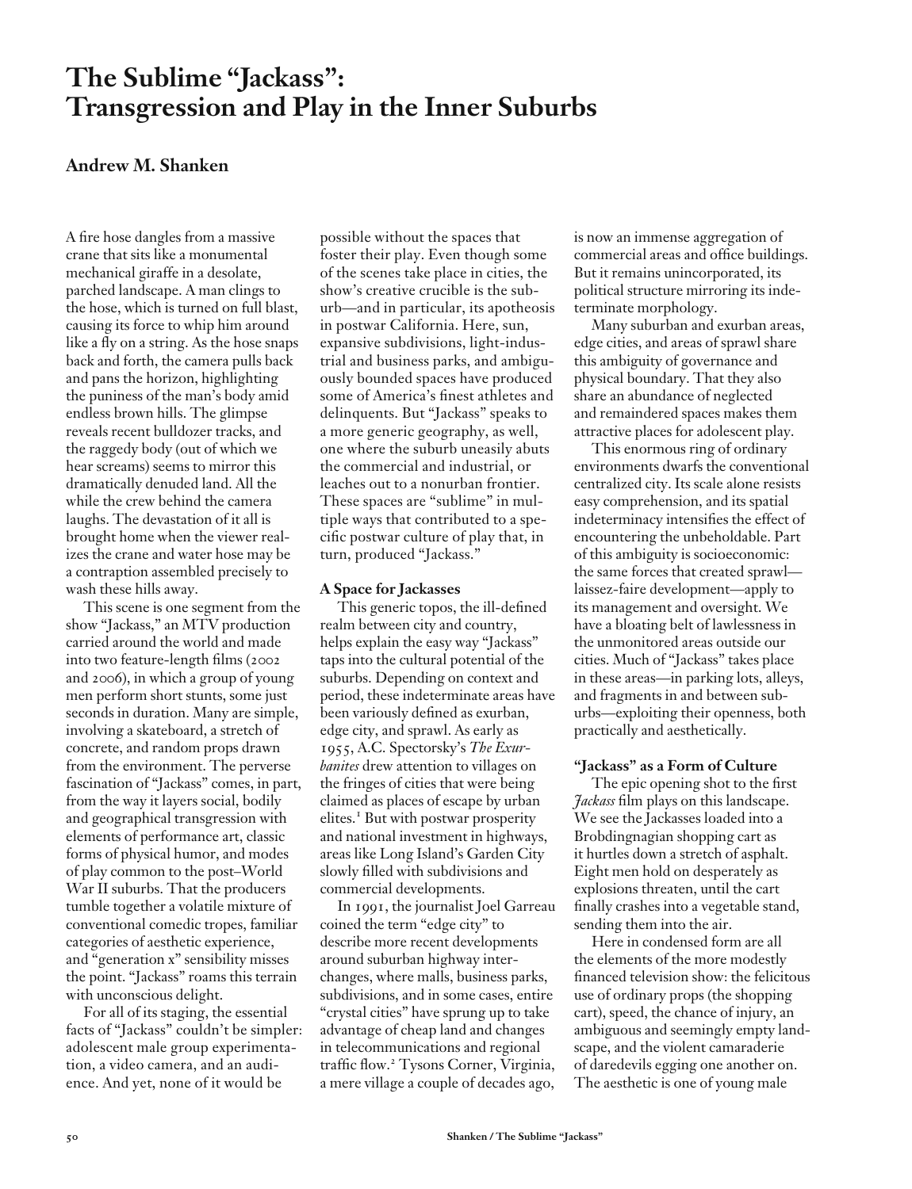# The Sublime "Jackass": Transgression and Play in the Inner Suburbs

## Andrew M. Shanken

A fire hose dangles from a massive crane that sits like a monumental mechanical giraffe in a desolate, parched landscape. A man clings to the hose, which is turned on full blast, causing its force to whip him around like a fly on a string. As the hose snaps back and forth, the camera pulls back and pans the horizon, highlighting the puniness of the man's body amid endless brown hills. The glimpse reveals recent bulldozer tracks, and the raggedy body (out of which we hear screams) seems to mirror this dramatically denuded land. All the while the crew behind the camera laughs. The devastation of it all is brought home when the viewer realizes the crane and water hose may be a contraption assembled precisely to wash these hills away.

This scene is one segment from the show "Jackass," an MTV production carried around the world and made into two feature-length films (2002 and 2006), in which a group of young men perform short stunts, some just seconds in duration. Many are simple, involving a skateboard, a stretch of concrete, and random props drawn from the environment. The perverse fascination of "Jackass" comes, in part, from the way it layers social, bodily and geographical transgression with elements of performance art, classic forms of physical humor, and modes of play common to the post–World War II suburbs. That the producers tumble together a volatile mixture of conventional comedic tropes, familiar categories of aesthetic experience, and "generation x" sensibility misses the point. "Jackass" roams this terrain with unconscious delight.

For all of its staging, the essential facts of "Jackass" couldn't be simpler: adolescent male group experimentation, a video camera, and an audience. And yet, none of it would be possible without the spaces that foster their play. Even though some of the scenes take place in cities, the show's creative crucible is the suburb—and in particular, its apotheosis in postwar California. Here, sun, expansive subdivisions, light-industrial and business parks, and ambiguously bounded spaces have produced some of America's finest athletes and delinquents. But "Jackass" speaks to a more generic geography, as well, one where the suburb uneasily abuts the commercial and industrial, or leaches out to a nonurban frontier. These spaces are "sublime" in multiple ways that contributed to a specific postwar culture of play that, in turn, produced "Jackass."

### A Space for Jackasses

This generic topos, the ill-defined realm between city and country, helps explain the easy way "Jackass" taps into the cultural potential of the suburbs. Depending on context and period, these indeterminate areas have been variously defined as exurban, edge city, and sprawl. As early as 1955, A.C. Spectorsky's *The Exurbanites* drew attention to villages on the fringes of cities that were being claimed as places of escape by urban elites.[1] But with postwar prosperity and national investment in highways, areas like Long Island's Garden City slowly filled with subdivisions and commercial developments.

In 1991, the journalist Joel Garreau coined the term "edge city" to describe more recent developments around suburban highway interchanges, where malls, business parks, subdivisions, and in some cases, entire "crystal cities" have sprung up to take advantage of cheap land and changes in telecommunications and regional traffic flow.[2] Tysons Corner, Virginia, a mere village a couple of decades ago, is now an immense aggregation of commercial areas and office buildings. But it remains unincorporated, its political structure mirroring its indeterminate morphology.

Many suburban and exurban areas, edge cities, and areas of sprawl share this ambiguity of governance and physical boundary. That they also share an abundance of neglected and remaindered spaces makes them attractive places for adolescent play.

This enormous ring of ordinary environments dwarfs the conventional centralized city. Its scale alone resists easy comprehension, and its spatial indeterminacy intensifies the effect of encountering the unbeholdable. Part of this ambiguity is socioeconomic: the same forces that created sprawl—laissez-faire development—apply to its management and oversight. We have a bloating belt of lawlessness in the unmonitored areas outside our cities. Much of "Jackass" takes place in these areas—in parking lots, alleys, and fragments in and between suburbs—exploiting their openness, both practically and aesthetically.

### "Jackass" as a Form of Culture

The epic opening shot to the first *Jackass* film plays on this landscape. We see the Jackasses loaded into a Brobdingnagian shopping cart as it hurtles down a stretch of asphalt. Eight men hold on desperately as explosions threaten, until the cart finally crashes into a vegetable stand, sending them into the air.

Here in condensed form are all the elements of the more modestly financed television show: the felicitous use of ordinary props (the shopping cart), speed, the chance of injury, an ambiguous and seemingly empty landscape, and the violent camaraderie of daredevils egging one another on. The aesthetic is one of young male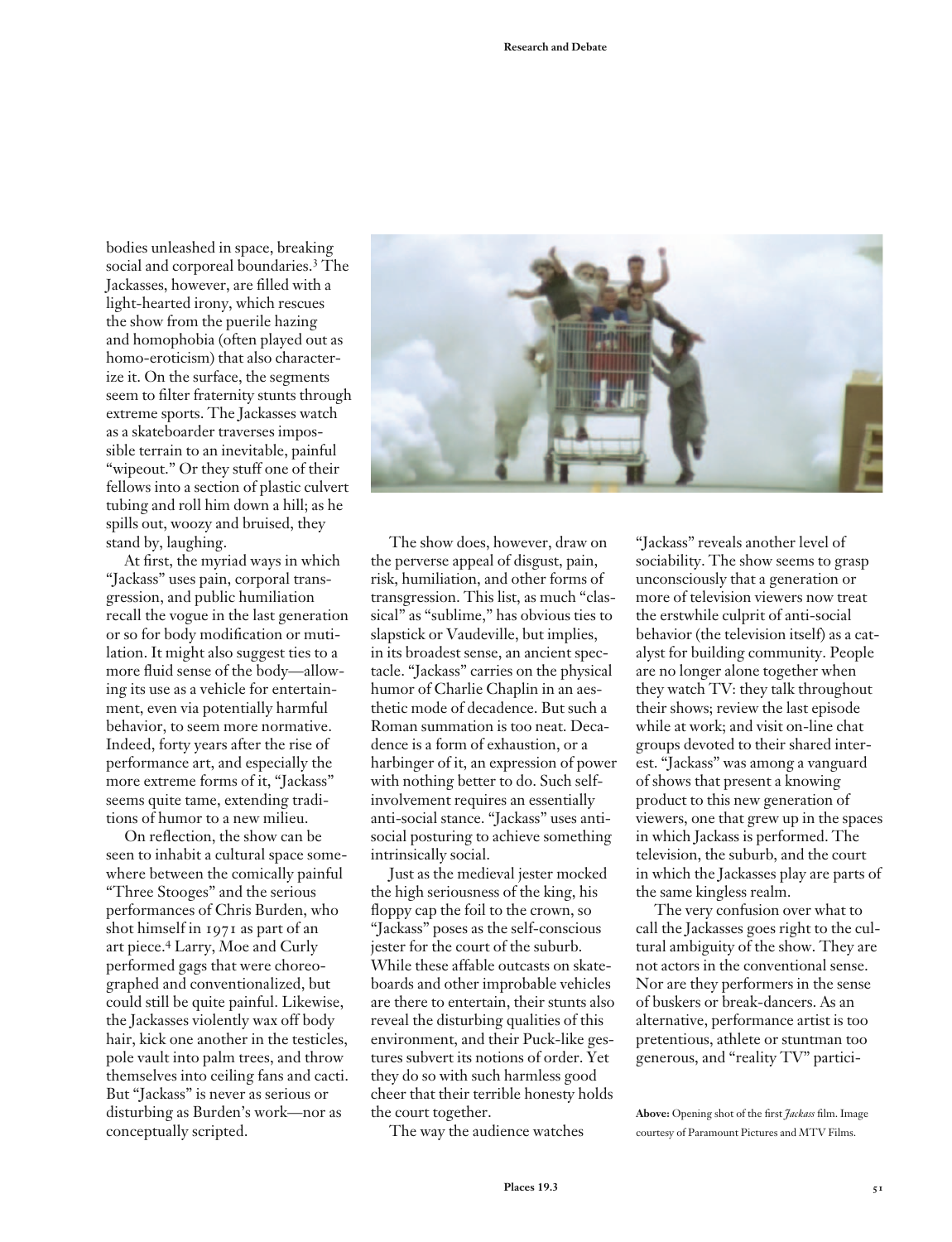bodies unleashed in space, breaking social and corporeal boundaries.[3] The Jackasses, however, are filled with a light-hearted irony, which rescues the show from the puerile hazing and homophobia (often played out as homo-eroticism) that also characterize it. On the surface, the segments seem to filter fraternity stunts through extreme sports. The Jackasses watch as a skateboarder traverses impossible terrain to an inevitable, painful "wipeout." Or they stuff one of their fellows into a section of plastic culvert tubing and roll him down a hill; as he spills out, woozy and bruised, they stand by, laughing.

At first, the myriad ways in which "Jackass" uses pain, corporal transgression, and public humiliation recall the vogue in the last generation or so for body modification or mutilation. It might also suggest ties to a more fluid sense of the body—allowing its use as a vehicle for entertainment, even via potentially harmful behavior, to seem more normative. Indeed, forty years after the rise of performance art, and especially the more extreme forms of it, "Jackass" seems quite tame, extending traditions of humor to a new milieu.

On reflection, the show can be seen to inhabit a cultural space somewhere between the comically painful "Three Stooges" and the serious performances of Chris Burden, who shot himself in 1971 as part of an art piece.[4] Larry, Moe and Curly performed gags that were choreographed and conventionalized, but could still be quite painful. Likewise, the Jackasses violently wax off body hair, kick one another in the testicles, pole vault into palm trees, and throw themselves into ceiling fans and cacti. But "Jackass" is never as serious or disturbing as Burden's work—nor as conceptually scripted.

The show does, however, draw on the perverse appeal of disgust, pain, risk, humiliation, and other forms of transgression. This list, as much "classical" as "sublime," has obvious ties to slapstick or Vaudeville, but implies, in its broadest sense, an ancient spectacle. "Jackass" carries on the physical humor of Charlie Chaplin in an aesthetic mode of decadence. But such a Roman summation is too neat. Decadence is a form of exhaustion, or a harbinger of it, an expression of power with nothing better to do. Such self-involvement requires an essentially anti-social stance. "Jackass" uses anti-social posturing to achieve something intrinsically social.

Just as the medieval jester mocked the high seriousness of the king, his floppy cap the foil to the crown, so "Jackass" poses as the self-conscious jester for the court of the suburb. While these affable outcasts on skateboards and other improbable vehicles are there to entertain, their stunts also reveal the disturbing qualities of this environment, and their Puck-like gestures subvert its notions of order. Yet they do so with such harmless good cheer that their terrible honesty holds the court together.

The way the audience watches "Jackass" reveals another level of sociability. The show seems to grasp unconsciously that a generation or more of television viewers now treat the erstwhile culprit of anti-social behavior (the television itself) as a catalyst for building community. People are no longer alone together when they watch TV: they talk throughout their shows; review the last episode while at work; and visit on-line chat groups devoted to their shared interest. "Jackass" was among a vanguard of shows that present a knowing product to this new generation of viewers, one that grew up in the spaces in which Jackass is performed. The television, the suburb, and the court in which the Jackasses play are parts of the same kingless realm.

The very confusion over what to call the Jackasses goes right to the cultural ambiguity of the show. They are not actors in the conventional sense. Nor are they performers in the sense of buskers or break-dancers. As an alternative, performance artist is too pretentious, athlete or stuntman too generous, and "reality TV" partici-

**Above:** Opening shot of the first *Jackass* film. Image courtesy of Paramount Pictures and MTV Films.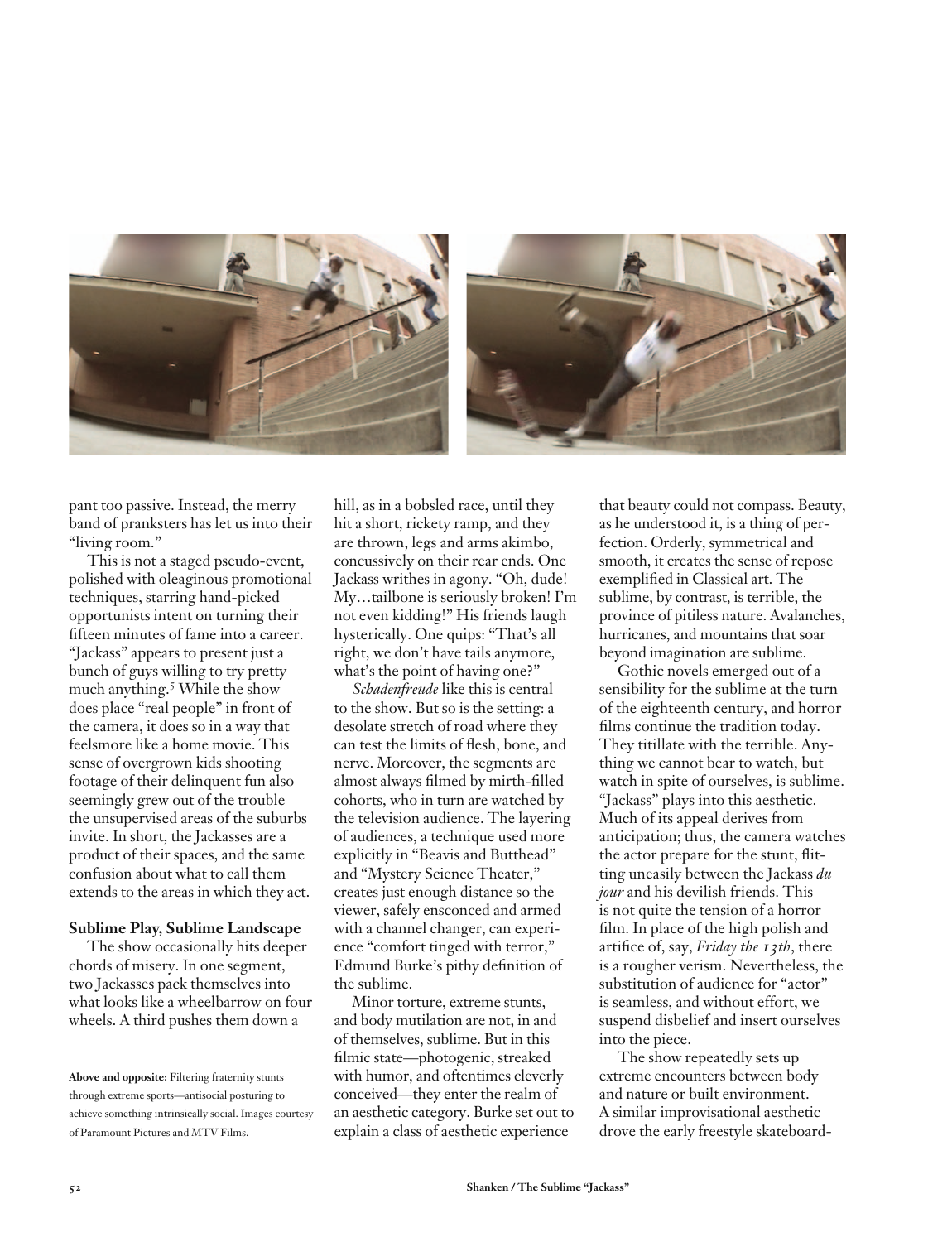pant too passive. Instead, the merry band of pranksters has let us into their "living room."

This is not a staged pseudo-event, polished with oleaginous promotional techniques, starring hand-picked opportunists intent on turning their fifteen minutes of fame into a career. "Jackass" appears to present just a bunch of guys willing to try pretty much anything.[5] While the show does place "real people" in front of the camera, it does so in a way that feelsmore like a home movie. This sense of overgrown kids shooting footage of their delinquent fun also seemingly grew out of the trouble the unsupervised areas of the suburbs invite. In short, the Jackasses are a product of their spaces, and the same confusion about what to call them extends to the areas in which they act.

### Sublime Play, Sublime Landscape

The show occasionally hits deeper chords of misery. In one segment, two Jackasses pack themselves into what looks like a wheelbarrow on four wheels. A third pushes them down a hill, as in a bobsled race, until they hit a short, rickety ramp, and they are thrown, legs and arms akimbo, concussively on their rear ends. One Jackass writhes in agony. "Oh, dude! My…tailbone is seriously broken! I'm not even kidding!" His friends laugh hysterically. One quips: "That's all right, we don't have tails anymore, what's the point of having one?"

*Schadenfreude* like this is central to the show. But so is the setting: a desolate stretch of road where they can test the limits of flesh, bone, and nerve. Moreover, the segments are almost always filmed by mirth-filled cohorts, who in turn are watched by the television audience. The layering of audiences, a technique used more explicitly in "Beavis and Butthead" and "Mystery Science Theater," creates just enough distance so the viewer, safely ensconced and armed with a channel changer, can experience "comfort tinged with terror," Edmund Burke's pithy definition of the sublime.

Minor torture, extreme stunts, and body mutilation are not, in and of themselves, sublime. But in this filmic state—photogenic, streaked with humor, and oftentimes cleverly conceived—they enter the realm of an aesthetic category. Burke set out to explain a class of aesthetic experience that beauty could not compass. Beauty, as he understood it, is a thing of perfection. Orderly, symmetrical and smooth, it creates the sense of repose exemplified in Classical art. The sublime, by contrast, is terrible, the province of pitiless nature. Avalanches, hurricanes, and mountains that soar beyond imagination are sublime.

Gothic novels emerged out of a sensibility for the sublime at the turn of the eighteenth century, and horror films continue the tradition today. They titillate with the terrible. Anything we cannot bear to watch, but watch in spite of ourselves, is sublime. "Jackass" plays into this aesthetic. Much of its appeal derives from anticipation; thus, the camera watches the actor prepare for the stunt, flitting uneasily between the Jackass *du jour* and his devilish friends. This is not quite the tension of a horror film. In place of the high polish and artifice of, say, *Friday the 13th*, there is a rougher verism. Nevertheless, the substitution of audience for "actor" is seamless, and without effort, we suspend disbelief and insert ourselves into the piece.

The show repeatedly sets up extreme encounters between body and nature or built environment. A similar improvisational aesthetic drove the early freestyle skateboard-

**Above and opposite:** Filtering fraternity stunts through extreme sports—antisocial posturing to achieve something intrinsically social. Images courtesy of Paramount Pictures and MTV Films.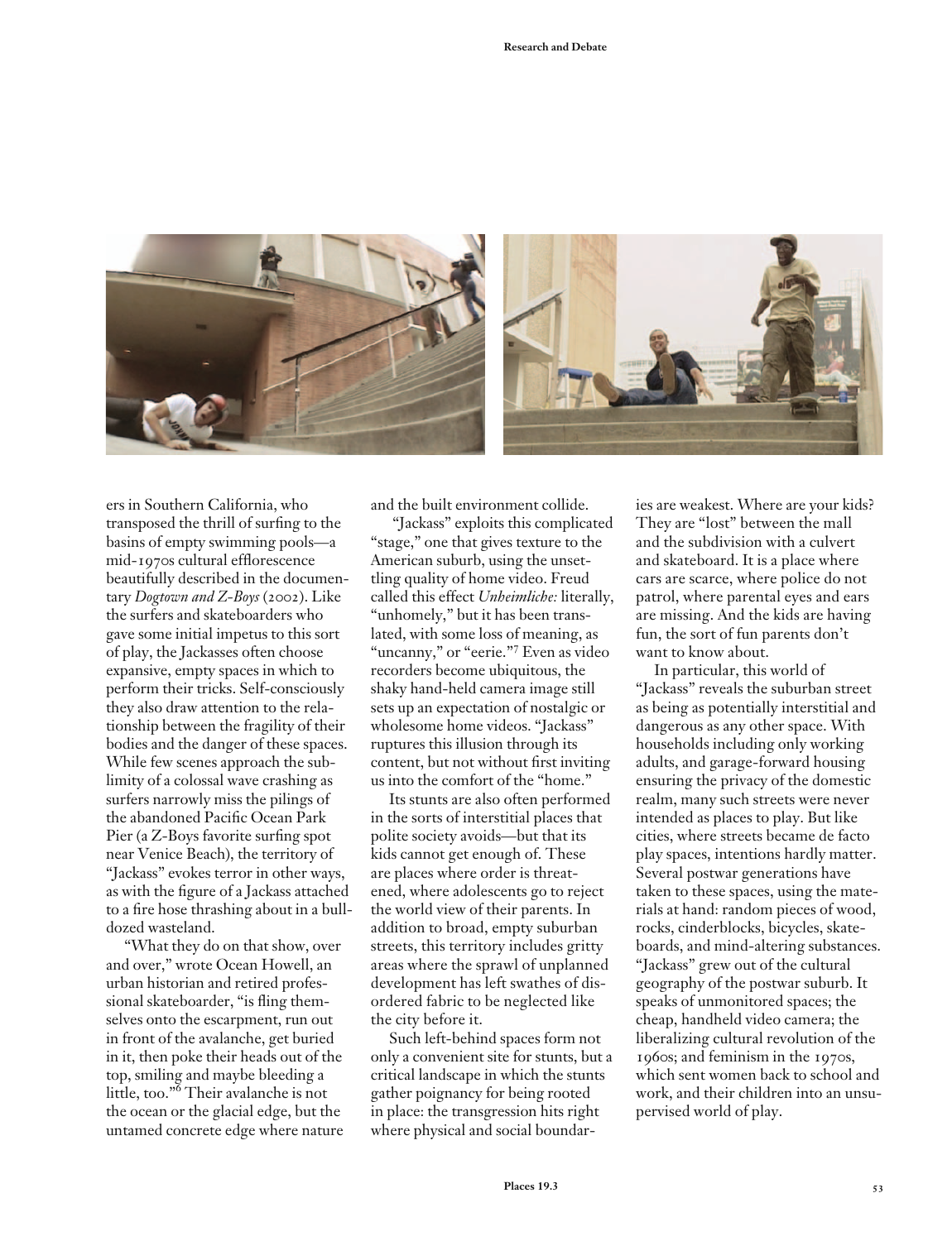ers in Southern California, who transposed the thrill of surfing to the basins of empty swimming pools—a mid-1970s cultural efflorescence beautifully described in the documentary *Dogtown and Z-Boys* (2002). Like the surfers and skateboarders who gave some initial impetus to this sort of play, the Jackasses often choose expansive, empty spaces in which to perform their tricks. Self-consciously they also draw attention to the relationship between the fragility of their bodies and the danger of these spaces. While few scenes approach the sublimity of a colossal wave crashing as surfers narrowly miss the pilings of the abandoned Pacific Ocean Park Pier (a Z-Boys favorite surfing spot near Venice Beach), the territory of "Jackass" evokes terror in other ways, as with the figure of a Jackass attached to a fire hose thrashing about in a bulldozed wasteland.

"What they do on that show, over and over," wrote Ocean Howell, an urban historian and retired professional skateboarder, "is fling themselves onto the escarpment, run out in front of the avalanche, get buried in it, then poke their heads out of the top, smiling and maybe bleeding a little, too."[6] Their avalanche is not the ocean or the glacial edge, but the untamed concrete edge where nature and the built environment collide.

"Jackass" exploits this complicated "stage," one that gives texture to the American suburb, using the unsettling quality of home video. Freud called this effect *Unheimliche:* literally, "unhomely," but it has been translated, with some loss of meaning, as "uncanny," or "eerie."[7] Even as video recorders become ubiquitous, the shaky hand-held camera image still sets up an expectation of nostalgic or wholesome home videos. "Jackass" ruptures this illusion through its content, but not without first inviting us into the comfort of the "home."

Its stunts are also often performed in the sorts of interstitial places that polite society avoids—but that its kids cannot get enough of. These are places where order is threatened, where adolescents go to reject the world view of their parents. In addition to broad, empty suburban streets, this territory includes gritty areas where the sprawl of unplanned development has left swathes of disordered fabric to be neglected like the city before it.

Such left-behind spaces form not only a convenient site for stunts, but a critical landscape in which the stunts gather poignancy for being rooted in place: the transgression hits right where physical and social boundaries are weakest. Where are your kids? They are "lost" between the mall and the subdivision with a culvert and skateboard. It is a place where cars are scarce, where police do not patrol, where parental eyes and ears are missing. And the kids are having fun, the sort of fun parents don't want to know about.

In particular, this world of "Jackass" reveals the suburban street as being as potentially interstitial and dangerous as any other space. With households including only working adults, and garage-forward housing ensuring the privacy of the domestic realm, many such streets were never intended as places to play. But like cities, where streets became de facto play spaces, intentions hardly matter. Several postwar generations have taken to these spaces, using the materials at hand: random pieces of wood, rocks, cinderblocks, bicycles, skateboards, and mind-altering substances. "Jackass" grew out of the cultural geography of the postwar suburb. It speaks of unmonitored spaces; the cheap, handheld video camera; the liberalizing cultural revolution of the 1960s; and feminism in the 1970s, which sent women back to school and work, and their children into an unsupervised world of play.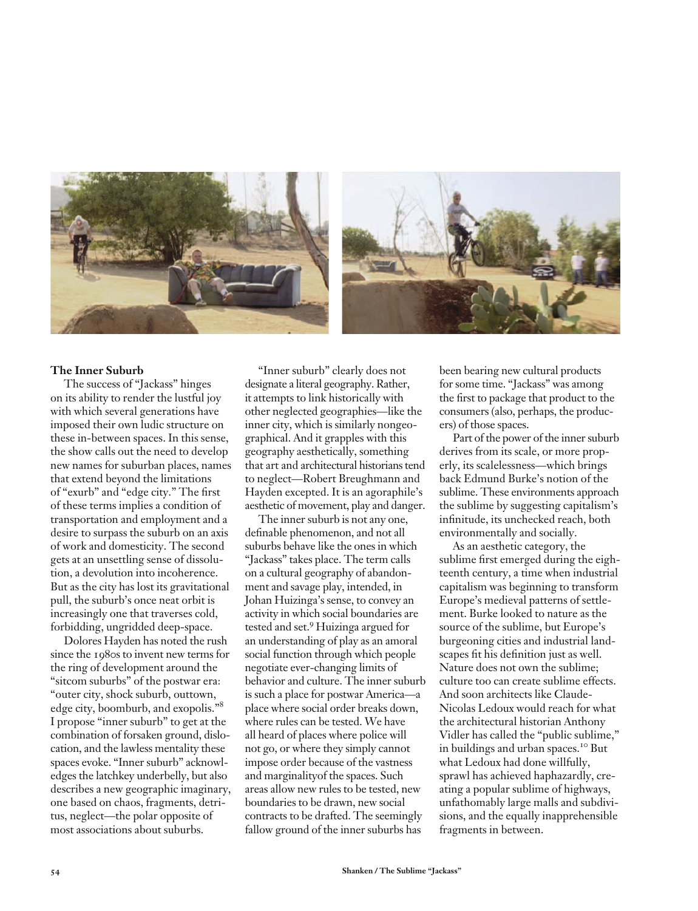## The Inner Suburb

The success of "Jackass" hinges on its ability to render the lustful joy with which several generations have imposed their own ludic structure on these in-between spaces. In this sense, the show calls out the need to develop new names for suburban places, names that extend beyond the limitations of "exurb" and "edge city." The first of these terms implies a condition of transportation and employment and a desire to surpass the suburb on an axis of work and domesticity. The second gets at an unsettling sense of dissolution, a devolution into incoherence. But as the city has lost its gravitational pull, the suburb's once neat orbit is increasingly one that traverses cold, forbidding, ungridded deep-space.

Dolores Hayden has noted the rush since the 1980s to invent new terms for the ring of development around the "sitcom suburbs" of the postwar era: "outer city, shock suburb, outtown, edge city, boomburb, and exopolis."[8] I propose "inner suburb" to get at the combination of forsaken ground, dislocation, and the lawless mentality these spaces evoke. "Inner suburb" acknowledges the latchkey underbelly, but also describes a new geographic imaginary, one based on chaos, fragments, detritus, neglect—the polar opposite of most associations about suburbs.

"Inner suburb" clearly does not designate a literal geography. Rather, it attempts to link historically with other neglected geographies—like the inner city, which is similarly nongeographical. And it grapples with this geography aesthetically, something that art and architectural historians tend to neglect—Robert Breughmann and Hayden excepted. It is an agoraphile's aesthetic of movement, play and danger.

The inner suburb is not any one, definable phenomenon, and not all suburbs behave like the ones in which "Jackass" takes place. The term calls on a cultural geography of abandonment and savage play, intended, in Johan Huizinga's sense, to convey an activity in which social boundaries are tested and set.[9] Huizinga argued for an understanding of play as an amoral social function through which people negotiate ever-changing limits of behavior and culture. The inner suburb is such a place for postwar America—a place where social order breaks down, where rules can be tested. We have all heard of places where police will not go, or where they simply cannot impose order because of the vastness and marginalityof the spaces. Such areas allow new rules to be tested, new boundaries to be drawn, new social contracts to be drafted. The seemingly fallow ground of the inner suburbs has been bearing new cultural products for some time. "Jackass" was among the first to package that product to the consumers (also, perhaps, the producers) of those spaces.

Part of the power of the inner suburb derives from its scale, or more properly, its scalelessness—which brings back Edmund Burke's notion of the sublime. These environments approach the sublime by suggesting capitalism's infinitude, its unchecked reach, both environmentally and socially.

As an aesthetic category, the sublime first emerged during the eighteenth century, a time when industrial capitalism was beginning to transform Europe's medieval patterns of settlement. Burke looked to nature as the source of the sublime, but Europe's burgeoning cities and industrial landscapes fit his definition just as well. Nature does not own the sublime; culture too can create sublime effects. And soon architects like Claude-Nicolas Ledoux would reach for what the architectural historian Anthony Vidler has called the "public sublime," in buildings and urban spaces.[10] But what Ledoux had done willfully, sprawl has achieved haphazardly, creating a popular sublime of highways, unfathomably large malls and subdivisions, and the equally inapprehensible fragments in between.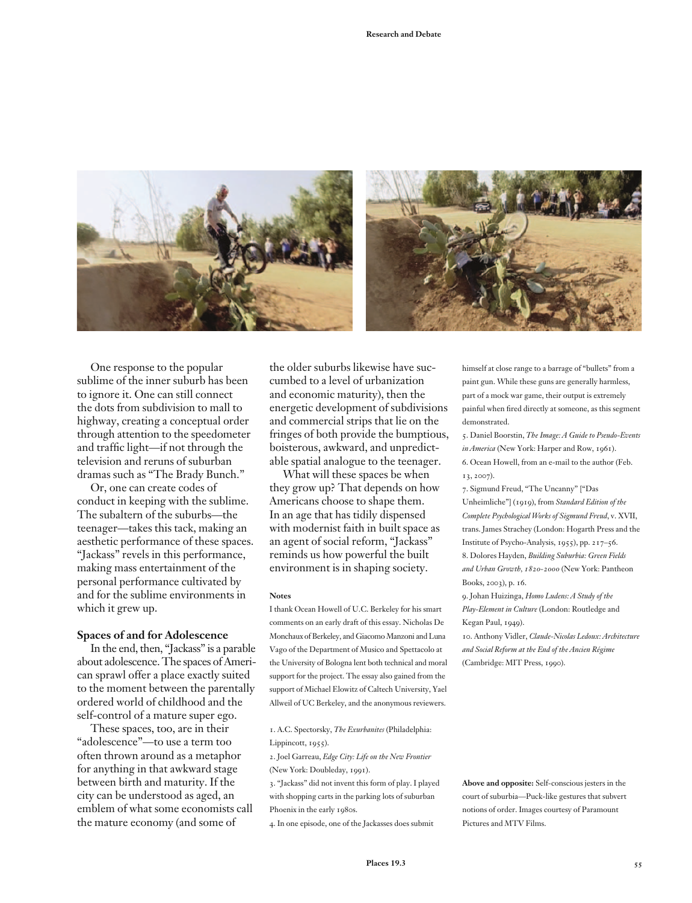One response to the popular sublime of the inner suburb has been to ignore it. One can still connect the dots from subdivision to mall to highway, creating a conceptual order through attention to the speedometer and traffic light—if not through the television and reruns of suburban dramas such as "The Brady Bunch."

Or, one can create codes of conduct in keeping with the sublime. The subaltern of the suburbs—the teenager—takes this tack, making an aesthetic performance of these spaces. "Jackass" revels in this performance, making mass entertainment of the personal performance cultivated by and for the sublime environments in which it grew up.

## Spaces of and for Adolescence

In the end, then, "Jackass" is a parable about adolescence. The spaces of American sprawl offer a place exactly suited to the moment between the parentally ordered world of childhood and the self-control of a mature super ego.

These spaces, too, are in their "adolescence"—to use a term too often thrown around as a metaphor for anything in that awkward stage between birth and maturity. If the city can be understood as aged, an emblem of what some economists call the mature economy (and some of the older suburbs likewise have succumbed to a level of urbanization and economic maturity), then the energetic development of subdivisions and commercial strips that lie on the fringes of both provide the bumptious, boisterous, awkward, and unpredictable spatial analogue to the teenager.

What will these spaces be when they grow up? That depends on how Americans choose to shape them. In an age that has tidily dispensed with modernist faith in built space as an agent of social reform, "Jackass" reminds us how powerful the built environment is in shaping society.

**Notes**

I thank Ocean Howell of U.C. Berkeley for his smart comments on an early draft of this essay. Nicholas De Monchaux of Berkeley, and Giacomo Manzoni and Luna Vago of the Department of Musico and Spettacolo at the University of Bologna lent both technical and moral support for the project. The essay also gained from the support of Michael Elowitz of Caltech University, Yael Allweil of UC Berkeley, and the anonymous reviewers.

1. A.C. Spectorsky, *The Exurbanites* (Philadelphia: Lippincott, 1955).
2. Joel Garreau, *Edge City: Life on the New Frontier* (New York: Doubleday, 1991).
3. "Jackass" did not invent this form of play. I played with shopping carts in the parking lots of suburban Phoenix in the early 1980s.
4. In one episode, one of the Jackasses does submit himself at close range to a barrage of "bullets" from a paint gun. While these guns are generally harmless, part of a mock war game, their output is extremely painful when fired directly at someone, as this segment demonstrated.
5. Daniel Boorstin, *The Image: A Guide to Pseudo-Events in America* (New York: Harper and Row, 1961).
6. Ocean Howell, from an e-mail to the author (Feb. 13, 2007).
7. Sigmund Freud, "The Uncanny" ["Das Unheimliche"] (1919), from *Standard Edition of the Complete Psychological Works of Sigmund Freud*, v. XVII, trans. James Strachey (London: Hogarth Press and the Institute of Psycho-Analysis, 1955), pp. 217–56.
8. Dolores Hayden, *Building Suburbia: Green Fields and Urban Growth, 1820-2000* (New York: Pantheon Books, 2003), p. 16.
9. Johan Huizinga, *Homo Ludens: A Study of the Play-Element in Culture* (London: Routledge and Kegan Paul, 1949).
10. Anthony Vidler, *Claude-Nicolas Ledoux: Architecture and Social Reform at the End of the Ancien Régime* (Cambridge: MIT Press, 1990).

**Above and opposite:** Self-conscious jesters in the court of suburbia—Puck-like gestures that subvert notions of order. Images courtesy of Paramount Pictures and MTV Films.